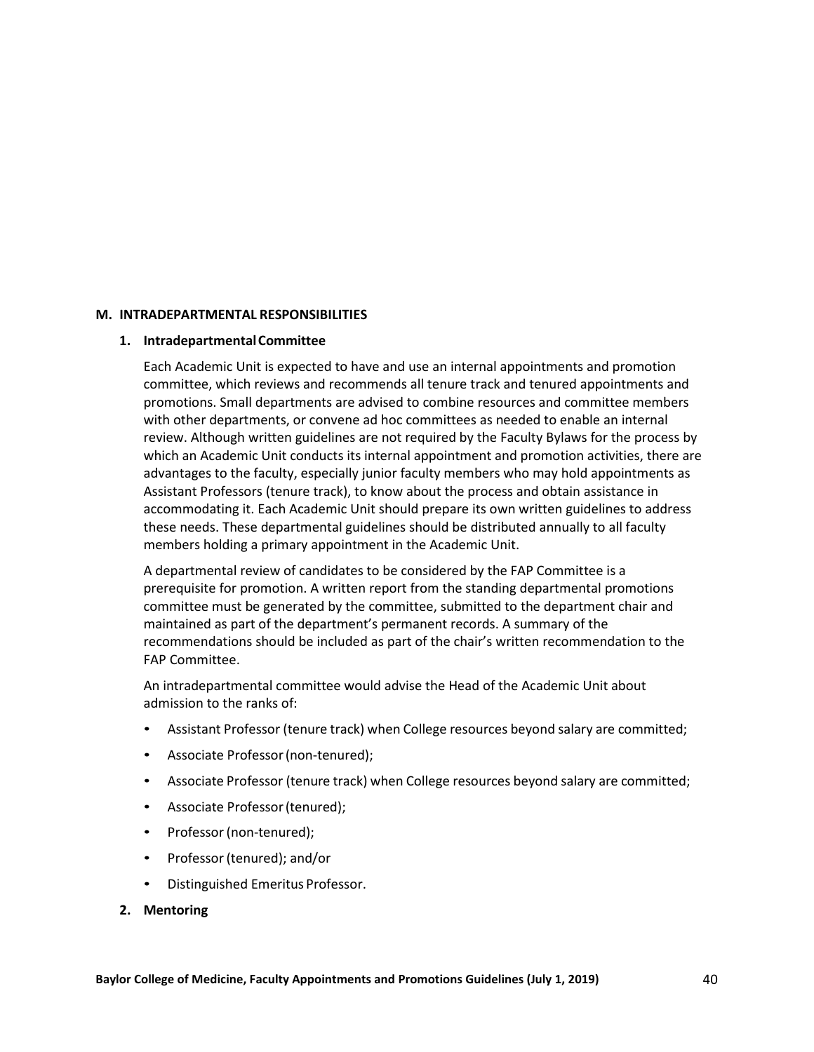## M. INTRADEPARTMENTAL RESPONSIBILITIES

### 1. Intradepartmental Committee

Each Academic Unit is expected to have and use an internal appointments and promotion committee, which reviews and recommends all tenure track and tenured appointments and promotions. Small departments are advised to combine resources and committee members with other departments, or convene ad hoc committees as needed to enable an internal review. Although written guidelines are not required by the Faculty Bylaws for the process by which an Academic Unit conducts its internal appointment and promotion activities, there are advantages to the faculty, especially junior faculty members who may hold appointments as Assistant Professors (tenure track), to know about the process and obtain assistance in accommodating it. Each Academic Unit should prepare its own written guidelines to address these needs. These departmental guidelines should be distributed annually to all faculty members holding a primary appointment in the Academic Unit.

A departmental review of candidates to be considered by the FAP Committee is a prerequisite for promotion. A written report from the standing departmental promotions committee must be generated by the committee, submitted to the department chair and maintained as part of the department's permanent records. A summary of the recommendations should be included as part of the chair's written recommendation to the FAP Committee.

An intradepartmental committee would advise the Head of the Academic Unit about admission to the ranks of:

- Assistant Professor (tenure track) when College resources beyond salary are committed;
- Associate Professor (non-tenured);
- Associate Professor (tenure track) when College resources beyond salary are committed;
- Associate Professor (tenured);
- Professor (non-tenured);
- Professor (tenured); and/or
- Distinguished Emeritus Professor.

### 2. Mentoring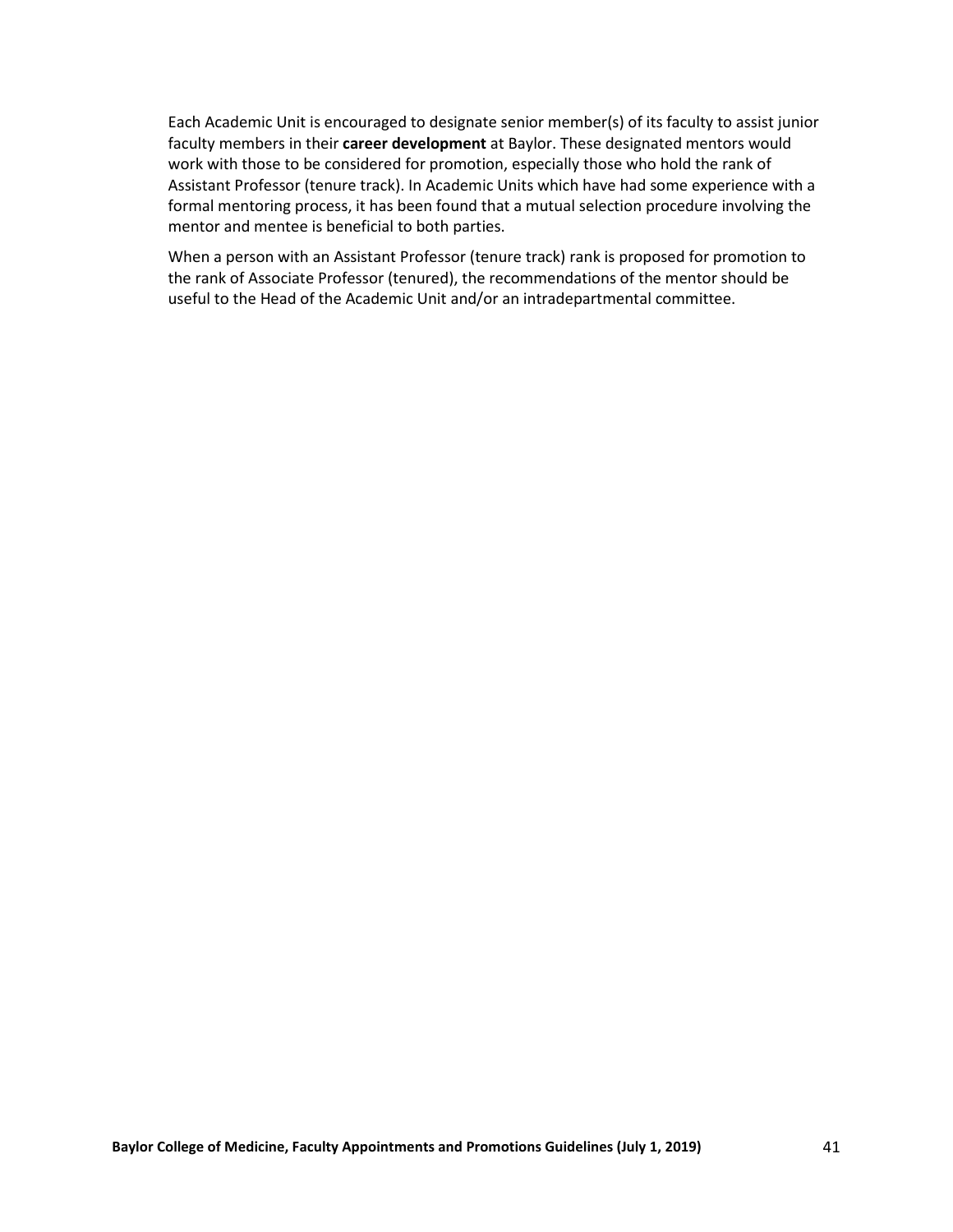Each Academic Unit is encouraged to designate senior member(s) of its faculty to assist junior faculty members in their **career development** at Baylor. These designated mentors would work with those to be considered for promotion, especially those who hold the rank of Assistant Professor (tenure track). In Academic Units which have had some experience with a formal mentoring process, it has been found that a mutual selection procedure involving the mentor and mentee is beneficial to both parties.

When a person with an Assistant Professor (tenure track) rank is proposed for promotion to the rank of Associate Professor (tenured), the recommendations of the mentor should be useful to the Head of the Academic Unit and/or an intradepartmental committee.